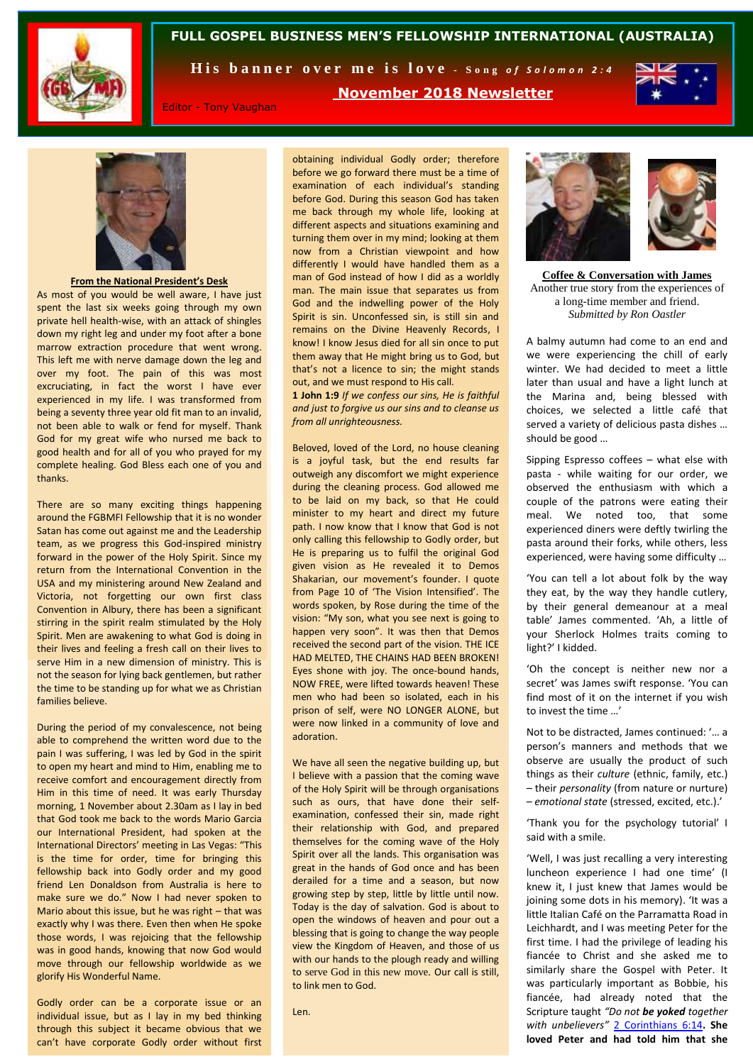# FULL GOSPEL BUSINESS MEN'S FELLOWSHIP INTERNATIONAL (AUSTRALIA)

**His banner over me is love** - *Song of Solomon 2:4*

**November 2018 Newsletter**

Editor - Tony Vaughan

## From the National President's Desk

As most of you would be well aware, I have just spent the last six weeks going through my own private hell health-wise, with an attack of shingles down my right leg and under my foot after a bone marrow extraction procedure that went wrong. This left me with nerve damage down the leg and over my foot. The pain of this was most excruciating, in fact the worst I have ever experienced in my life. I was transformed from being a seventy three year old fit man to an invalid, not been able to walk or fend for myself. Thank God for my great wife who nursed me back to good health and for all of you who prayed for my complete healing. God Bless each one of you and thanks.

There are so many exciting things happening around the FGBMFI Fellowship that it is no wonder Satan has come out against me and the Leadership team, as we progress this God-inspired ministry forward in the power of the Holy Spirit. Since my return from the International Convention in the USA and my ministering around New Zealand and Victoria, not forgetting our own first class Convention in Albury, there has been a significant stirring in the spirit realm stimulated by the Holy Spirit. Men are awakening to what God is doing in their lives and feeling a fresh call on their lives to serve Him in a new dimension of ministry. This is not the season for lying back gentlemen, but rather the time to be standing up for what we as Christian families believe.

During the period of my convalescence, not being able to comprehend the written word due to the pain I was suffering, I was led by God in the spirit to open my heart and mind to Him, enabling me to receive comfort and encouragement directly from Him in this time of need. It was early Thursday morning, 1 November about 2.30am as I lay in bed that God took me back to the words Mario Garcia our International President, had spoken at the International Directors' meeting in Las Vegas: "This is the time for order, time for bringing this fellowship back into Godly order and my good friend Len Donaldson from Australia is here to make sure we do." Now I had never spoken to Mario about this issue, but he was right – that was exactly why I was there. Even then when He spoke those words, I was rejoicing that the fellowship was in good hands, knowing that now God would move through our fellowship worldwide as we glorify His Wonderful Name.

Godly order can be a corporate issue or an individual issue, but as I lay in my bed thinking through this subject it became obvious that we can't have corporate Godly order without first obtaining individual Godly order; therefore before we go forward there must be a time of examination of each individual's standing before God. During this season God has taken me back through my whole life, looking at different aspects and situations examining and turning them over in my mind; looking at them now from a Christian viewpoint and how differently I would have handled them as a man of God instead of how I did as a worldly man. The main issue that separates us from God and the indwelling power of the Holy Spirit is sin. Unconfessed sin, is still sin and remains on the Divine Heavenly Records, I know! I know Jesus died for all sin once to put them away that He might bring us to God, but that's not a licence to sin; the might stands out, and we must respond to His call.

**1 John 1:9** *If we confess our sins, He is faithful and just to forgive us our sins and to cleanse us from all unrighteousness.*

Beloved, loved of the Lord, no house cleaning is a joyful task, but the end results far outweigh any discomfort we might experience during the cleaning process. God allowed me to be laid on my back, so that He could minister to my heart and direct my future path. I now know that I know that God is not only calling this fellowship to Godly order, but He is preparing us to fulfil the original God given vision as He revealed it to Demos Shakarian, our movement's founder. I quote from Page 10 of 'The Vision Intensified'. The words spoken, by Rose during the time of the vision: "My son, what you see next is going to happen very soon". It was then that Demos received the second part of the vision. THE ICE HAD MELTED, THE CHAINS HAD BEEN BROKEN! Eyes shone with joy. The once-bound hands, NOW FREE, were lifted towards heaven! These men who had been so isolated, each in his prison of self, were NO LONGER ALONE, but were now linked in a community of love and adoration.

We have all seen the negative building up, but I believe with a passion that the coming wave of the Holy Spirit will be through organisations such as ours, that have done their self-examination, confessed their sin, made right their relationship with God, and prepared themselves for the coming wave of the Holy Spirit over all the lands. This organisation was great in the hands of God once and has been derailed for a time and a season, but now growing step by step, little by little until now. Today is the day of salvation. God is about to open the windows of heaven and pour out a blessing that is going to change the way people view the Kingdom of Heaven, and those of us with our hands to the plough ready and willing to serve God in this new move. Our call is still, to link men to God.

Len.

## Coffee & Conversation with James

Another true story from the experiences of a long-time member and friend.
*Submitted by Ron Oastler*

A balmy autumn had come to an end and we were experiencing the chill of early winter. We had decided to meet a little later than usual and have a light lunch at the Marina and, being blessed with choices, we selected a little café that served a variety of delicious pasta dishes … should be good …

Sipping Espresso coffees – what else with pasta - while waiting for our order, we observed the enthusiasm with which a couple of the patrons were eating their meal. We noted too, that some experienced diners were deftly twirling the pasta around their forks, while others, less experienced, were having some difficulty …

'You can tell a lot about folk by the way they eat, by the way they handle cutlery, by their general demeanour at a meal table' James commented. 'Ah, a little of your Sherlock Holmes traits coming to light?' I kidded.

'Oh the concept is neither new nor a secret' was James swift response. 'You can find most of it on the internet if you wish to invest the time …'

Not to be distracted, James continued: '… a person's manners and methods that we observe are usually the product of such things as their *culture* (ethnic, family, etc.) – their *personality* (from nature or nurture) – *emotional state* (stressed, excited, etc.).'

'Thank you for the psychology tutorial' I said with a smile.

'Well, I was just recalling a very interesting luncheon experience I had one time' (I knew it, I just knew that James would be joining some dots in his memory). 'It was a little Italian Café on the Parramatta Road in Leichhardt, and I was meeting Peter for the first time. I had the privilege of leading his fiancée to Christ and she asked me to similarly share the Gospel with Peter. It was particularly important as Bobbie, his fiancée, had already noted that the Scripture taught *"Do not **be yoked** together with unbelievers"* 2 Corinthians 6:14. **She loved Peter and had told him that she**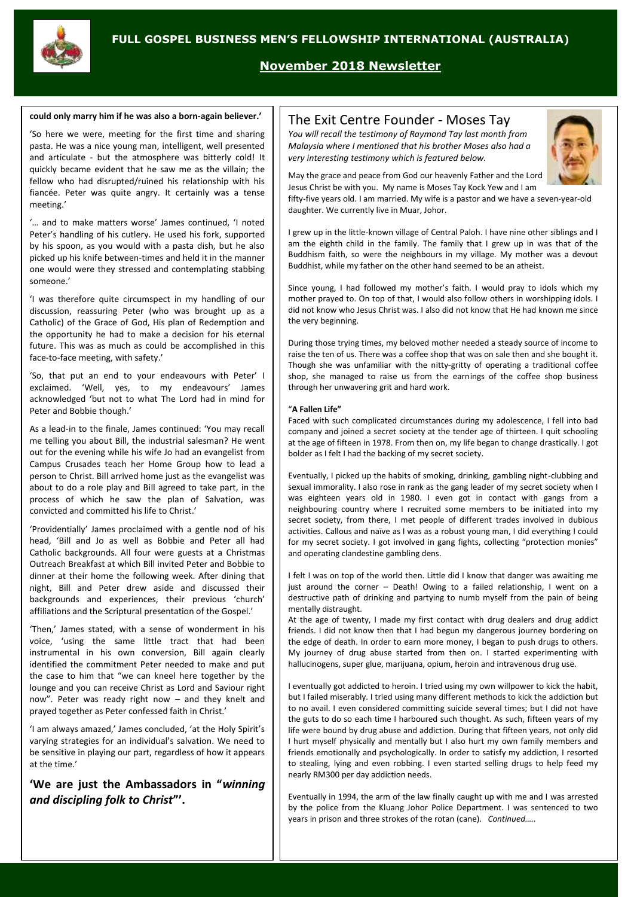**could only marry him if he was also a born-again believer.'**

'So here we were, meeting for the first time and sharing pasta. He was a nice young man, intelligent, well presented and articulate - but the atmosphere was bitterly cold! It quickly became evident that he saw me as the villain; the fellow who had disrupted/ruined his relationship with his fiancée. Peter was quite angry. It certainly was a tense meeting.'

'… and to make matters worse' James continued, 'I noted Peter's handling of his cutlery. He used his fork, supported by his spoon, as you would with a pasta dish, but he also picked up his knife between-times and held it in the manner one would were they stressed and contemplating stabbing someone.'

'I was therefore quite circumspect in my handling of our discussion, reassuring Peter (who was brought up as a Catholic) of the Grace of God, His plan of Redemption and the opportunity he had to make a decision for his eternal future. This was as much as could be accomplished in this face-to-face meeting, with safety.'

'So, that put an end to your endeavours with Peter' I exclaimed. 'Well, yes, to my endeavours' James acknowledged 'but not to what The Lord had in mind for Peter and Bobbie though.'

As a lead-in to the finale, James continued: 'You may recall me telling you about Bill, the industrial salesman? He went out for the evening while his wife Jo had an evangelist from Campus Crusades teach her Home Group how to lead a person to Christ. Bill arrived home just as the evangelist was about to do a role play and Bill agreed to take part, in the process of which he saw the plan of Salvation, was convicted and committed his life to Christ.'

'Providentially' James proclaimed with a gentle nod of his head, 'Bill and Jo as well as Bobbie and Peter all had Catholic backgrounds. All four were guests at a Christmas Outreach Breakfast at which Bill invited Peter and Bobbie to dinner at their home the following week. After dining that night, Bill and Peter drew aside and discussed their backgrounds and experiences, their previous 'church' affiliations and the Scriptural presentation of the Gospel.'

'Then,' James stated, with a sense of wonderment in his voice, 'using the same little tract that had been instrumental in his own conversion, Bill again clearly identified the commitment Peter needed to make and put the case to him that "we can kneel here together by the lounge and you can receive Christ as Lord and Saviour right now". Peter was ready right now – and they knelt and prayed together as Peter confessed faith in Christ.'

'I am always amazed,' James concluded, 'at the Holy Spirit's varying strategies for an individual's salvation. We need to be sensitive in playing our part, regardless of how it appears at the time.'

**'We are just the Ambassadors in "*winning and discipling folk to Christ*"'.**

## The Exit Centre Founder - Moses Tay

*You will recall the testimony of Raymond Tay last month from Malaysia where I mentioned that his brother Moses also had a very interesting testimony which is featured below.*

May the grace and peace from God our heavenly Father and the Lord Jesus Christ be with you. My name is Moses Tay Kock Yew and I am fifty-five years old. I am married. My wife is a pastor and we have a seven-year-old daughter. We currently live in Muar, Johor.

I grew up in the little-known village of Central Paloh. I have nine other siblings and I am the eighth child in the family. The family that I grew up in was that of the Buddhism faith, so were the neighbours in my village. My mother was a devout Buddhist, while my father on the other hand seemed to be an atheist.

Since young, I had followed my mother's faith. I would pray to idols which my mother prayed to. On top of that, I would also follow others in worshipping idols. I did not know who Jesus Christ was. I also did not know that He had known me since the very beginning.

During those trying times, my beloved mother needed a steady source of income to raise the ten of us. There was a coffee shop that was on sale then and she bought it. Though she was unfamiliar with the nitty-gritty of operating a traditional coffee shop, she managed to raise us from the earnings of the coffee shop business through her unwavering grit and hard work.

### "A Fallen Life"

Faced with such complicated circumstances during my adolescence, I fell into bad company and joined a secret society at the tender age of thirteen. I quit schooling at the age of fifteen in 1978. From then on, my life began to change drastically. I got bolder as I felt I had the backing of my secret society.

Eventually, I picked up the habits of smoking, drinking, gambling night-clubbing and sexual immorality. I also rose in rank as the gang leader of my secret society when I was eighteen years old in 1980. I even got in contact with gangs from a neighbouring country where I recruited some members to be initiated into my secret society, from there, I met people of different trades involved in dubious activities. Callous and naïve as I was as a robust young man, I did everything I could for my secret society. I got involved in gang fights, collecting "protection monies" and operating clandestine gambling dens.

I felt I was on top of the world then. Little did I know that danger was awaiting me just around the corner – Death! Owing to a failed relationship, I went on a destructive path of drinking and partying to numb myself from the pain of being mentally distraught.

At the age of twenty, I made my first contact with drug dealers and drug addict friends. I did not know then that I had begun my dangerous journey bordering on the edge of death. In order to earn more money, I began to push drugs to others. My journey of drug abuse started from then on. I started experimenting with hallucinogens, super glue, marijuana, opium, heroin and intravenous drug use.

I eventually got addicted to heroin. I tried using my own willpower to kick the habit, but I failed miserably. I tried using many different methods to kick the addiction but to no avail. I even considered committing suicide several times; but I did not have the guts to do so each time I harboured such thought. As such, fifteen years of my life were bound by drug abuse and addiction. During that fifteen years, not only did I hurt myself physically and mentally but I also hurt my own family members and friends emotionally and psychologically. In order to satisfy my addiction, I resorted to stealing, lying and even robbing. I even started selling drugs to help feed my nearly RM300 per day addiction needs.

Eventually in 1994, the arm of the law finally caught up with me and I was arrested by the police from the Kluang Johor Police Department. I was sentenced to two years in prison and three strokes of the rotan (cane). *Continued…..*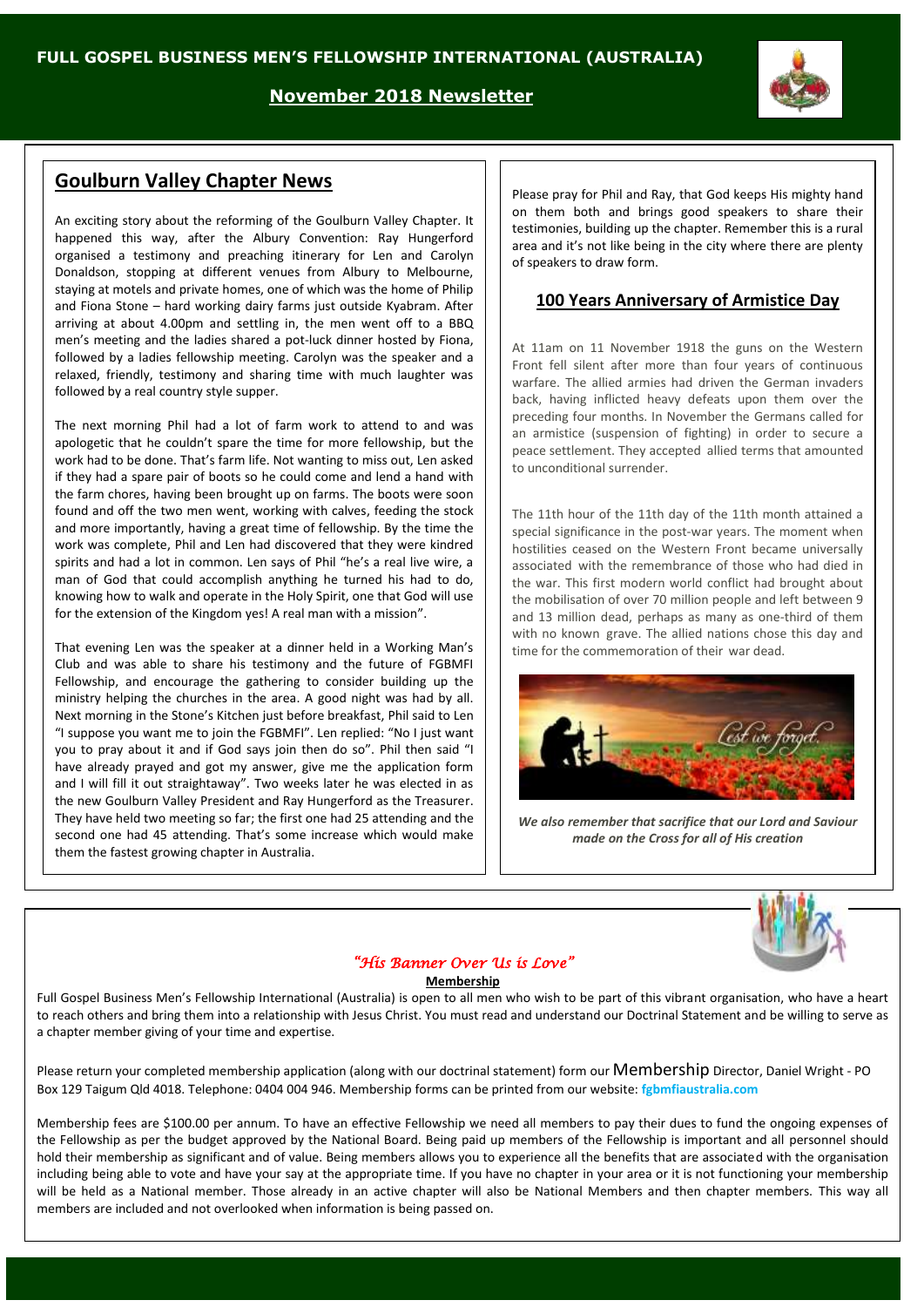FULL GOSPEL BUSINESS MEN'S FELLOWSHIP INTERNATIONAL (AUSTRALIA)

**November 2018 Newsletter**

## Goulburn Valley Chapter News

An exciting story about the reforming of the Goulburn Valley Chapter. It happened this way, after the Albury Convention: Ray Hungerford organised a testimony and preaching itinerary for Len and Carolyn Donaldson, stopping at different venues from Albury to Melbourne, staying at motels and private homes, one of which was the home of Philip and Fiona Stone – hard working dairy farms just outside Kyabram. After arriving at about 4.00pm and settling in, the men went off to a BBQ men's meeting and the ladies shared a pot-luck dinner hosted by Fiona, followed by a ladies fellowship meeting. Carolyn was the speaker and a relaxed, friendly, testimony and sharing time with much laughter was followed by a real country style supper.

The next morning Phil had a lot of farm work to attend to and was apologetic that he couldn't spare the time for more fellowship, but the work had to be done. That's farm life. Not wanting to miss out, Len asked if they had a spare pair of boots so he could come and lend a hand with the farm chores, having been brought up on farms. The boots were soon found and off the two men went, working with calves, feeding the stock and more importantly, having a great time of fellowship. By the time the work was complete, Phil and Len had discovered that they were kindred spirits and had a lot in common. Len says of Phil "he's a real live wire, a man of God that could accomplish anything he turned his had to do, knowing how to walk and operate in the Holy Spirit, one that God will use for the extension of the Kingdom yes! A real man with a mission".

That evening Len was the speaker at a dinner held in a Working Man's Club and was able to share his testimony and the future of FGBMFI Fellowship, and encourage the gathering to consider building up the ministry helping the churches in the area. A good night was had by all. Next morning in the Stone's Kitchen just before breakfast, Phil said to Len "I suppose you want me to join the FGBMFI". Len replied: "No I just want you to pray about it and if God says join then do so". Phil then said "I have already prayed and got my answer, give me the application form and I will fill it out straightaway". Two weeks later he was elected in as the new Goulburn Valley President and Ray Hungerford as the Treasurer. They have held two meeting so far; the first one had 25 attending and the second one had 45 attending. That's some increase which would make them the fastest growing chapter in Australia.

Please pray for Phil and Ray, that God keeps His mighty hand on them both and brings good speakers to share their testimonies, building up the chapter. Remember this is a rural area and it's not like being in the city where there are plenty of speakers to draw form.

## 100 Years Anniversary of Armistice Day

At 11am on 11 November 1918 the guns on the Western Front fell silent after more than four years of continuous warfare. The allied armies had driven the German invaders back, having inflicted heavy defeats upon them over the preceding four months. In November the Germans called for an armistice (suspension of fighting) in order to secure a peace settlement. They accepted allied terms that amounted to unconditional surrender.

The 11th hour of the 11th day of the 11th month attained a special significance in the post-war years. The moment when hostilities ceased on the Western Front became universally associated with the remembrance of those who had died in the war. This first modern world conflict had brought about the mobilisation of over 70 million people and left between 9 and 13 million dead, perhaps as many as one-third of them with no known grave. The allied nations chose this day and time for the commemoration of their war dead.

*Lest we forget.*

***We also remember that sacrifice that our Lord and Saviour made on the Cross for all of His creation***

*"His Banner Over Us is Love"*

**Membership**

Full Gospel Business Men's Fellowship International (Australia) is open to all men who wish to be part of this vibrant organisation, who have a heart to reach others and bring them into a relationship with Jesus Christ. You must read and understand our Doctrinal Statement and be willing to serve as a chapter member giving of your time and expertise.

Please return your completed membership application (along with our doctrinal statement) form our Membership Director, Daniel Wright - PO Box 129 Taigum Qld 4018. Telephone: 0404 004 946. Membership forms can be printed from our website: **fgbmfiaustralia.com**

Membership fees are $100.00 per annum. To have an effective Fellowship we need all members to pay their dues to fund the ongoing expenses of the Fellowship as per the budget approved by the National Board. Being paid up members of the Fellowship is important and all personnel should hold their membership as significant and of value. Being members allows you to experience all the benefits that are associated with the organisation including being able to vote and have your say at the appropriate time. If you have no chapter in your area or it is not functioning your membership will be held as a National member. Those already in an active chapter will also be National Members and then chapter members. This way all members are included and not overlooked when information is being passed on.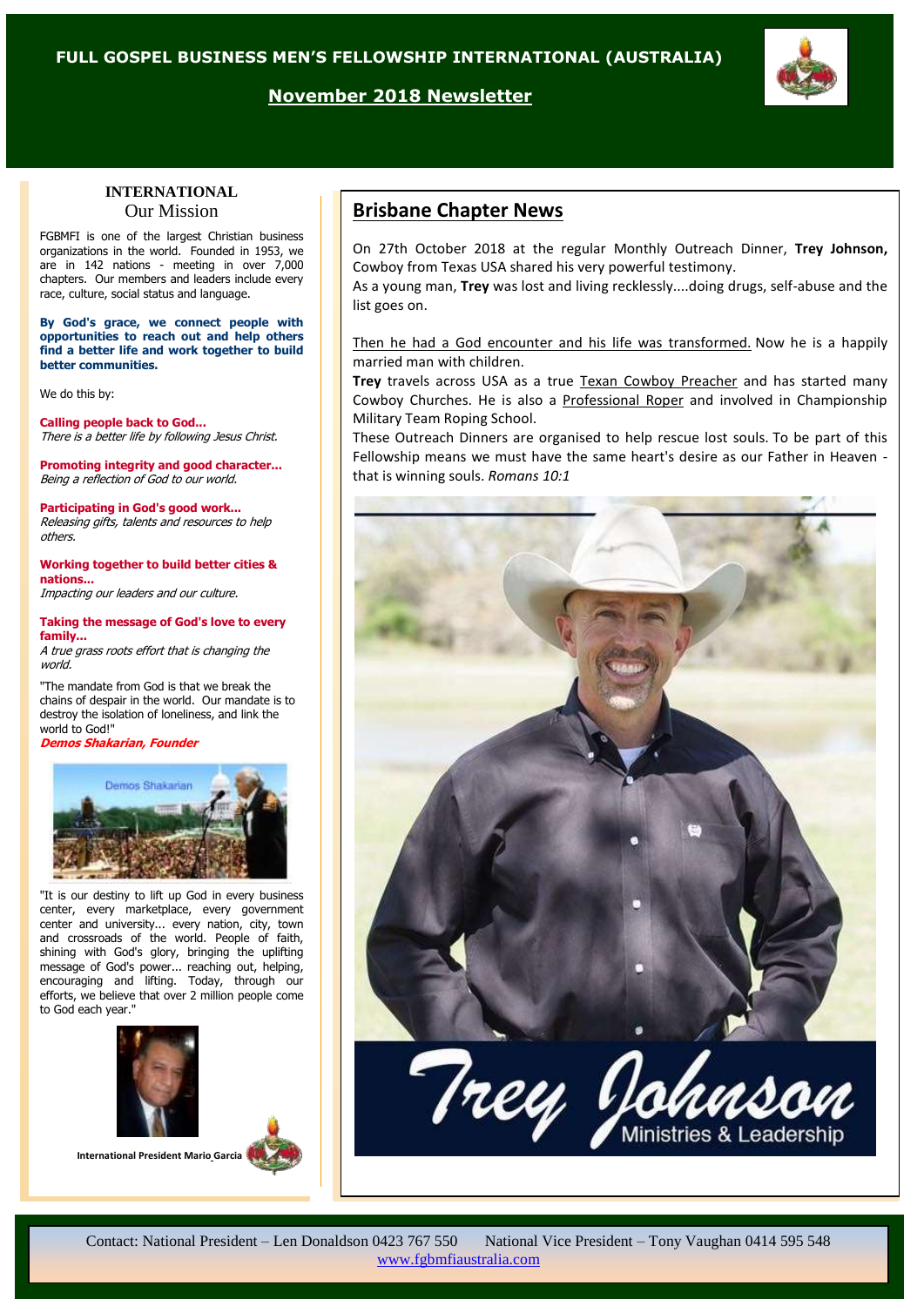# FULL GOSPEL BUSINESS MEN'S FELLOWSHIP INTERNATIONAL (AUSTRALIA)

## November 2018 Newsletter

### INTERNATIONAL
### Our Mission

FGBMFI is one of the largest Christian business organizations in the world. Founded in 1953, we are in 142 nations - meeting in over 7,000 chapters. Our members and leaders include every race, culture, social status and language.

**By God's grace, we connect people with opportunities to reach out and help others find a better life and work together to build better communities.**

We do this by:

**Calling people back to God...**
*There is a better life by following Jesus Christ.*

**Promoting integrity and good character...**
*Being a reflection of God to our world.*

**Participating in God's good work...**
*Releasing gifts, talents and resources to help others.*

**Working together to build better cities & nations...**
*Impacting our leaders and our culture.*

**Taking the message of God's love to every family...**
*A true grass roots effort that is changing the world.*

"The mandate from God is that we break the chains of despair in the world. Our mandate is to destroy the isolation of loneliness, and link the world to God!"
***Demos Shakarian, Founder***

Demos Shakarian

"It is our destiny to lift up God in every business center, every marketplace, every government center and university... every nation, city, town and crossroads of the world. People of faith, shining with God's glory, bringing the uplifting message of God's power... reaching out, helping, encouraging and lifting. Today, through our efforts, we believe that over 2 million people come to God each year."

**International President Mario Garcia**

## Brisbane Chapter News

On 27th October 2018 at the regular Monthly Outreach Dinner, **Trey Johnson,** Cowboy from Texas USA shared his very powerful testimony.
As a young man, **Trey** was lost and living recklessly....doing drugs, self-abuse and the list goes on.

Then he had a God encounter and his life was transformed. Now he is a happily married man with children.
**Trey** travels across USA as a true Texan Cowboy Preacher and has started many Cowboy Churches. He is also a Professional Roper and involved in Championship Military Team Roping School.
These Outreach Dinners are organised to help rescue lost souls. To be part of this Fellowship means we must have the same heart's desire as our Father in Heaven - that is winning souls. *Romans 10:1*

Trey Johnson
Ministries & Leadership

Contact: National President – Len Donaldson 0423 767 550 National Vice President – Tony Vaughan 0414 595 548
www.fgbmfiaustralia.com